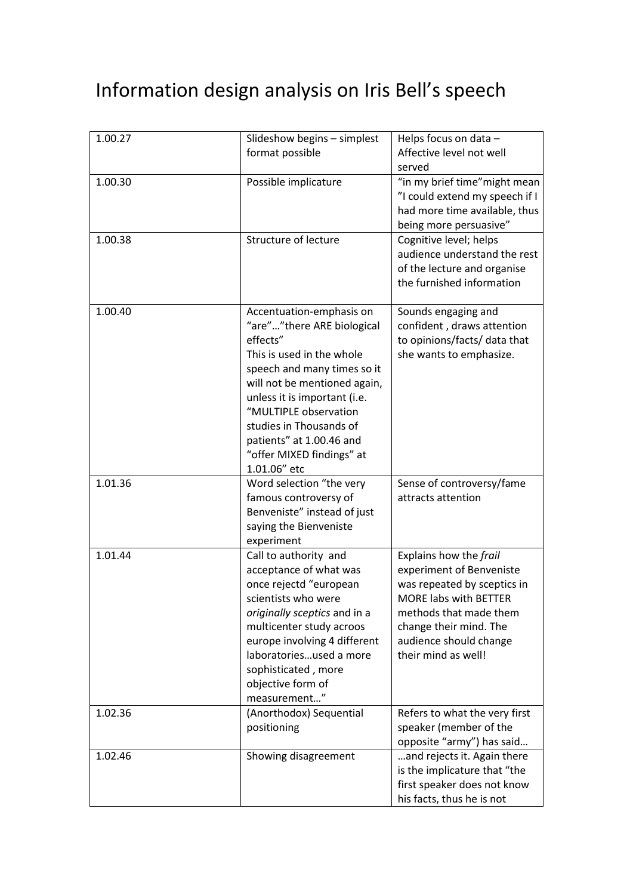# Information design analysis on Iris Bell's speech

| | | |
|---|---|---|
| 1.00.27 | Slideshow begins – simplest format possible | Helps focus on data – Affective level not well served |
| 1.00.30 | Possible implicature | "in my brief time"might mean "I could extend my speech if I had more time available, thus being more persuasive" |
| 1.00.38 | Structure of lecture | Cognitive level; helps audience understand the rest of the lecture and organise the furnished information |
| 1.00.40 | Accentuation-emphasis on "are"…"there ARE biological effects" This is used in the whole speech and many times so it will not be mentioned again, unless it is important (i.e. "MULTIPLE observation studies in Thousands of patients" at 1.00.46 and "offer MIXED findings" at 1.01.06" etc | Sounds engaging and confident , draws attention to opinions/facts/ data that she wants to emphasize. |
| 1.01.36 | Word selection "the very famous controversy of Benveniste" instead of just saying the Bienveniste experiment | Sense of controversy/fame attracts attention |
| 1.01.44 | Call to authority and acceptance of what was once rejectd "european scientists who were *originally sceptics* and in a multicenter study acroos europe involving 4 different laboratories…used a more sophisticated , more objective form of measurement…" | Explains how the *frail* experiment of Benveniste was repeated by sceptics in MORE labs with BETTER methods that made them change their mind. The audience should change their mind as well! |
| 1.02.36 | (Anorthodox) Sequential positioning | Refers to what the very first speaker (member of the opposite "army") has said… |
| 1.02.46 | Showing disagreement | …and rejects it. Again there is the implicature that "the first speaker does not know his facts, thus he is not |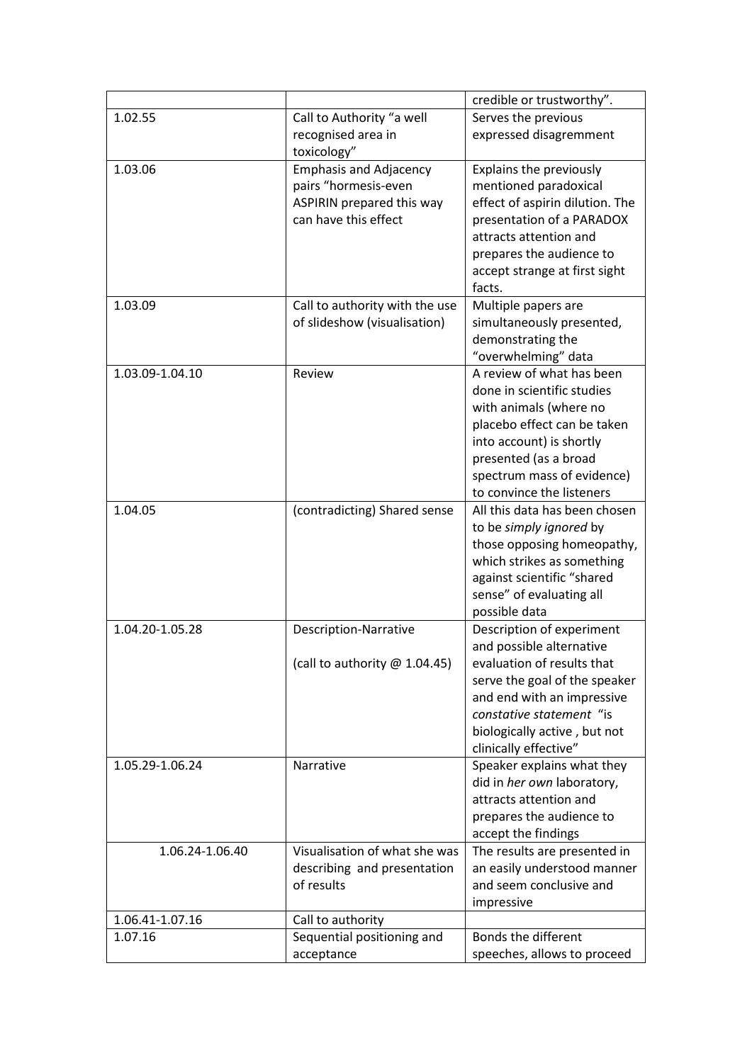| | | |
|---|---|---|
| | | credible or trustworthy". |
| 1.02.55 | Call to Authority "a well recognised area in toxicology" | Serves the previous expressed disagremment |
| 1.03.06 | Emphasis and Adjacency pairs "hormesis-even ASPIRIN prepared this way can have this effect | Explains the previously mentioned paradoxical effect of aspirin dilution. The presentation of a PARADOX attracts attention and prepares the audience to accept strange at first sight facts. |
| 1.03.09 | Call to authority with the use of slideshow (visualisation) | Multiple papers are simultaneously presented, demonstrating the "overwhelming" data |
| 1.03.09-1.04.10 | Review | A review of what has been done in scientific studies with animals (where no placebo effect can be taken into account) is shortly presented (as a broad spectrum mass of evidence) to convince the listeners |
| 1.04.05 | (contradicting) Shared sense | All this data has been chosen to be *simply ignored* by those opposing homeopathy, which strikes as something against scientific "shared sense" of evaluating all possible data |
| 1.04.20-1.05.28 | Description-Narrative<br><br>(call to authority @ 1.04.45) | Description of experiment and possible alternative evaluation of results that serve the goal of the speaker and end with an impressive *constative statement* "is biologically active , but not clinically effective" |
| 1.05.29-1.06.24 | Narrative | Speaker explains what they did in *her own* laboratory, attracts attention and prepares the audience to accept the findings |
| 1.06.24-1.06.40 | Visualisation of what she was describing and presentation of results | The results are presented in an easily understood manner and seem conclusive and impressive |
| 1.06.41-1.07.16 | Call to authority | |
| 1.07.16 | Sequential positioning and acceptance | Bonds the different speeches, allows to proceed |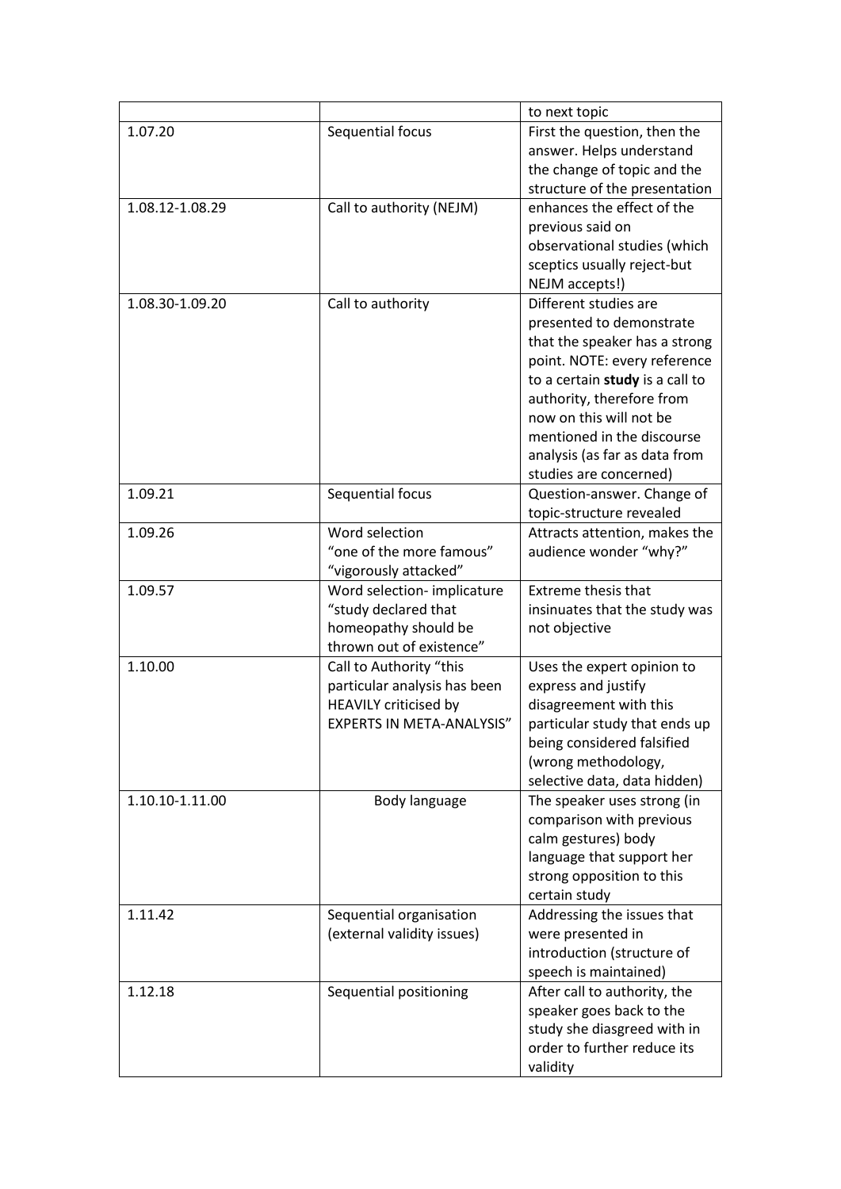| | | to next topic |
|---|---|---|
| 1.07.20 | Sequential focus | First the question, then the answer. Helps understand the change of topic and the structure of the presentation |
| 1.08.12-1.08.29 | Call to authority (NEJM) | enhances the effect of the previous said on observational studies (which sceptics usually reject-but NEJM accepts!) |
| 1.08.30-1.09.20 | Call to authority | Different studies are presented to demonstrate that the speaker has a strong point. NOTE: every reference to a certain **study** is a call to authority, therefore from now on this will not be mentioned in the discourse analysis (as far as data from studies are concerned) |
| 1.09.21 | Sequential focus | Question-answer. Change of topic-structure revealed |
| 1.09.26 | Word selection "one of the more famous" "vigorously attacked" | Attracts attention, makes the audience wonder "why?" |
| 1.09.57 | Word selection- implicature "study declared that homeopathy should be thrown out of existence" | Extreme thesis that insinuates that the study was not objective |
| 1.10.00 | Call to Authority "this particular analysis has been HEAVILY criticised by EXPERTS IN META-ANALYSIS" | Uses the expert opinion to express and justify disagreement with this particular study that ends up being considered falsified (wrong methodology, selective data, data hidden) |
| 1.10.10-1.11.00 | Body language | The speaker uses strong (in comparison with previous calm gestures) body language that support her strong opposition to this certain study |
| 1.11.42 | Sequential organisation (external validity issues) | Addressing the issues that were presented in introduction (structure of speech is maintained) |
| 1.12.18 | Sequential positioning | After call to authority, the speaker goes back to the study she diasgreed with in order to further reduce its validity |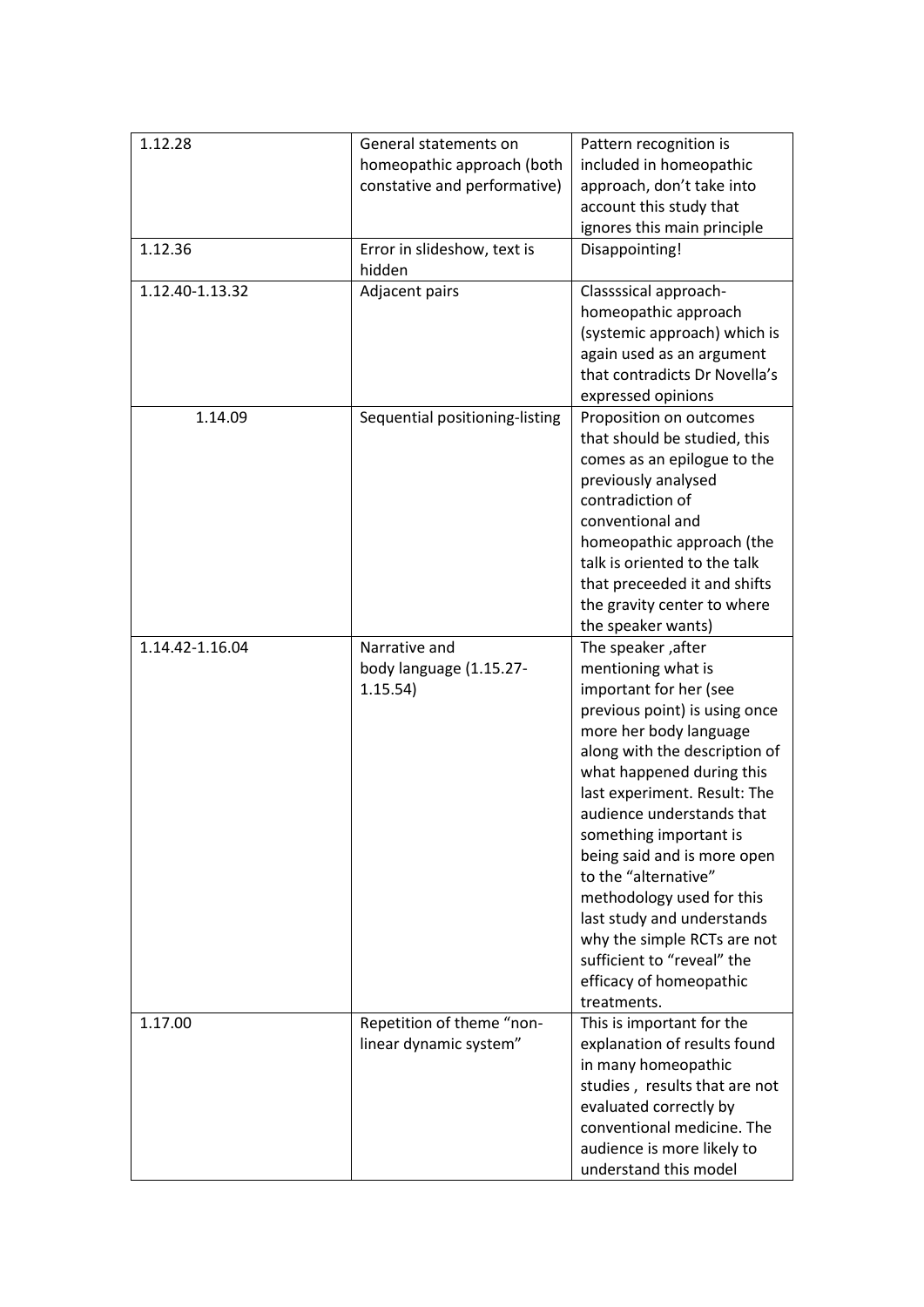| | | |
|---|---|---|
| 1.12.28 | General statements on homeopathic approach (both constative and performative) | Pattern recognition is included in homeopathic approach, don't take into account this study that ignores this main principle |
| 1.12.36 | Error in slideshow, text is hidden | Disappointing! |
| 1.12.40-1.13.32 | Adjacent pairs | Classsical approach-homeopathic approach (systemic approach) which is again used as an argument that contradicts Dr Novella's expressed opinions |
| 1.14.09 | Sequential positioning-listing | Proposition on outcomes that should be studied, this comes as an epilogue to the previously analysed contradiction of conventional and homeopathic approach (the talk is oriented to the talk that preceeded it and shifts the gravity center to where the speaker wants) |
| 1.14.42-1.16.04 | Narrative and body language (1.15.27-1.15.54) | The speaker ,after mentioning what is important for her (see previous point) is using once more her body language along with the description of what happened during this last experiment. Result: The audience understands that something important is being said and is more open to the "alternative" methodology used for this last study and understands why the simple RCTs are not sufficient to "reveal" the efficacy of homeopathic treatments. |
| 1.17.00 | Repetition of theme "non-linear dynamic system" | This is important for the explanation of results found in many homeopathic studies , results that are not evaluated correctly by conventional medicine. The audience is more likely to understand this model |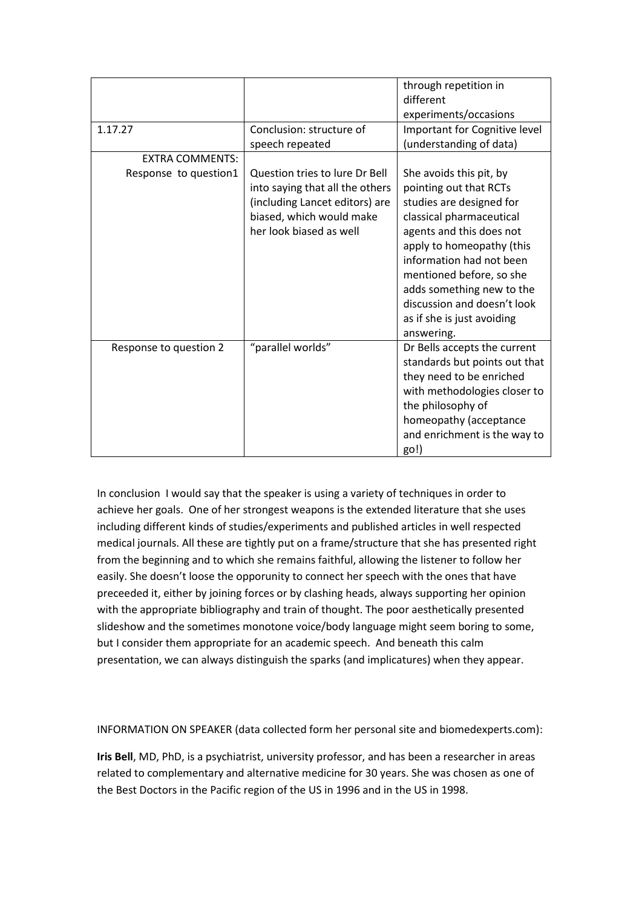| | | |
|---|---|---|
| | | through repetition in different experiments/occasions |
| 1.17.27 | Conclusion: structure of speech repeated | Important for Cognitive level (understanding of data) |
| EXTRA COMMENTS: Response to question1 | Question tries to lure Dr Bell into saying that all the others (including Lancet editors) are biased, which would make her look biased as well | She avoids this pit, by pointing out that RCTs studies are designed for classical pharmaceutical agents and this does not apply to homeopathy (this information had not been mentioned before, so she adds something new to the discussion and doesn't look as if she is just avoiding answering. |
| Response to question 2 | "parallel worlds" | Dr Bells accepts the current standards but points out that they need to be enriched with methodologies closer to the philosophy of homeopathy (acceptance and enrichment is the way to go!) |

In conclusion I would say that the speaker is using a variety of techniques in order to achieve her goals. One of her strongest weapons is the extended literature that she uses including different kinds of studies/experiments and published articles in well respected medical journals. All these are tightly put on a frame/structure that she has presented right from the beginning and to which she remains faithful, allowing the listener to follow her easily. She doesn't loose the opporunity to connect her speech with the ones that have preceeded it, either by joining forces or by clashing heads, always supporting her opinion with the appropriate bibliography and train of thought. The poor aesthetically presented slideshow and the sometimes monotone voice/body language might seem boring to some, but I consider them appropriate for an academic speech. And beneath this calm presentation, we can always distinguish the sparks (and implicatures) when they appear.

INFORMATION ON SPEAKER (data collected form her personal site and biomedexperts.com):

**Iris Bell**, MD, PhD, is a psychiatrist, university professor, and has been a researcher in areas related to complementary and alternative medicine for 30 years. She was chosen as one of the Best Doctors in the Pacific region of the US in 1996 and in the US in 1998.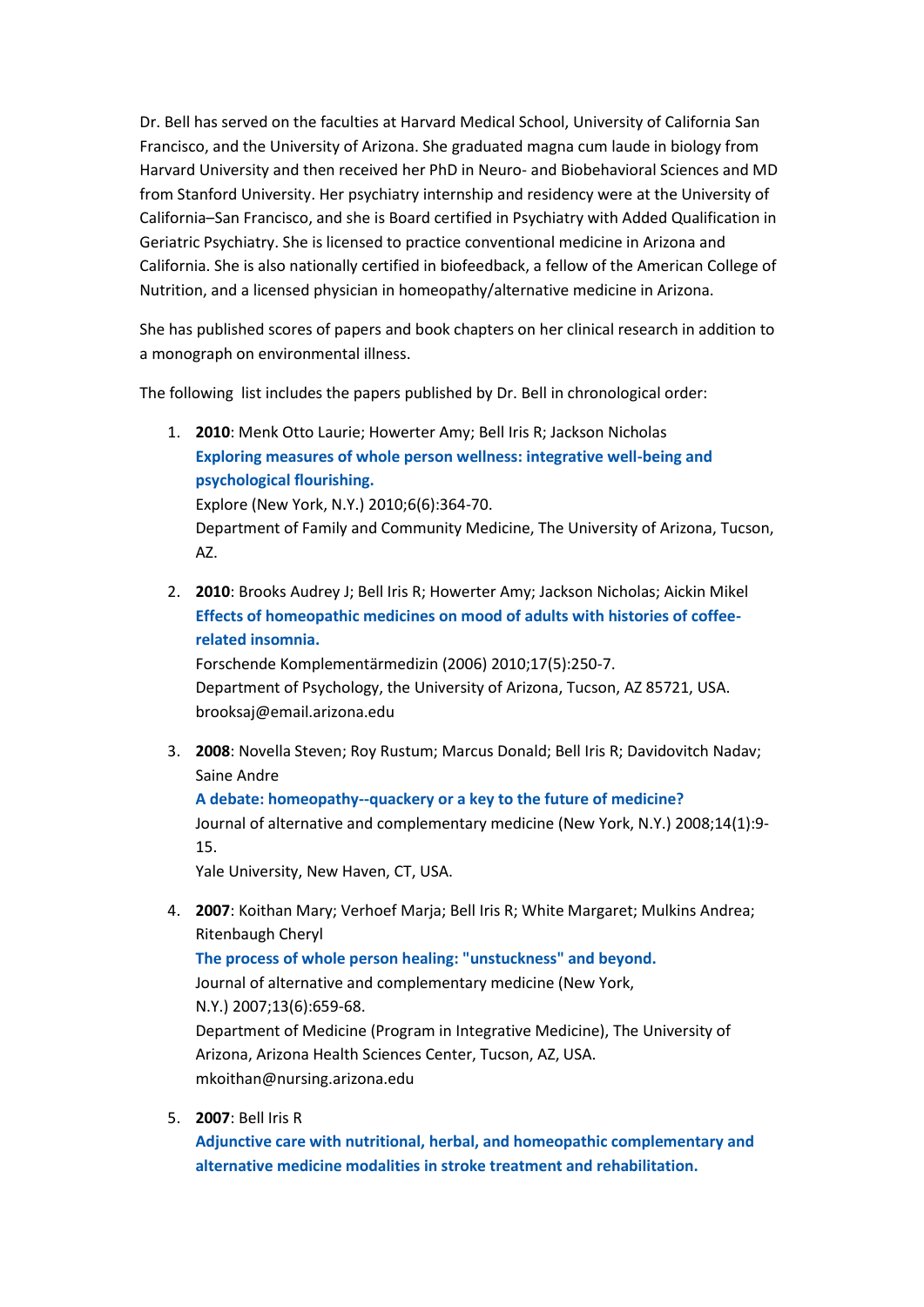Dr. Bell has served on the faculties at Harvard Medical School, University of California San Francisco, and the University of Arizona. She graduated magna cum laude in biology from Harvard University and then received her PhD in Neuro- and Biobehavioral Sciences and MD from Stanford University. Her psychiatry internship and residency were at the University of California–San Francisco, and she is Board certified in Psychiatry with Added Qualification in Geriatric Psychiatry. She is licensed to practice conventional medicine in Arizona and California. She is also nationally certified in biofeedback, a fellow of the American College of Nutrition, and a licensed physician in homeopathy/alternative medicine in Arizona.

She has published scores of papers and book chapters on her clinical research in addition to a monograph on environmental illness.

The following list includes the papers published by Dr. Bell in chronological order:

1. **2010**: Menk Otto Laurie; Howerter Amy; Bell Iris R; Jackson Nicholas
   **Exploring measures of whole person wellness: integrative well-being and psychological flourishing.**
   Explore (New York, N.Y.) 2010;6(6):364-70.
   Department of Family and Community Medicine, The University of Arizona, Tucson, AZ.

2. **2010**: Brooks Audrey J; Bell Iris R; Howerter Amy; Jackson Nicholas; Aickin Mikel
   **Effects of homeopathic medicines on mood of adults with histories of coffee-related insomnia.**
   Forschende Komplementärmedizin (2006) 2010;17(5):250-7.
   Department of Psychology, the University of Arizona, Tucson, AZ 85721, USA.
   brooksaj@email.arizona.edu

3. **2008**: Novella Steven; Roy Rustum; Marcus Donald; Bell Iris R; Davidovitch Nadav; Saine Andre
   **A debate: homeopathy--quackery or a key to the future of medicine?**
   Journal of alternative and complementary medicine (New York, N.Y.) 2008;14(1):9-15.
   Yale University, New Haven, CT, USA.

4. **2007**: Koithan Mary; Verhoef Marja; Bell Iris R; White Margaret; Mulkins Andrea; Ritenbaugh Cheryl
   **The process of whole person healing: "unstuckness" and beyond.**
   Journal of alternative and complementary medicine (New York, N.Y.) 2007;13(6):659-68.
   Department of Medicine (Program in Integrative Medicine), The University of Arizona, Arizona Health Sciences Center, Tucson, AZ, USA.
   mkoithan@nursing.arizona.edu

5. **2007**: Bell Iris R
   **Adjunctive care with nutritional, herbal, and homeopathic complementary and alternative medicine modalities in stroke treatment and rehabilitation.**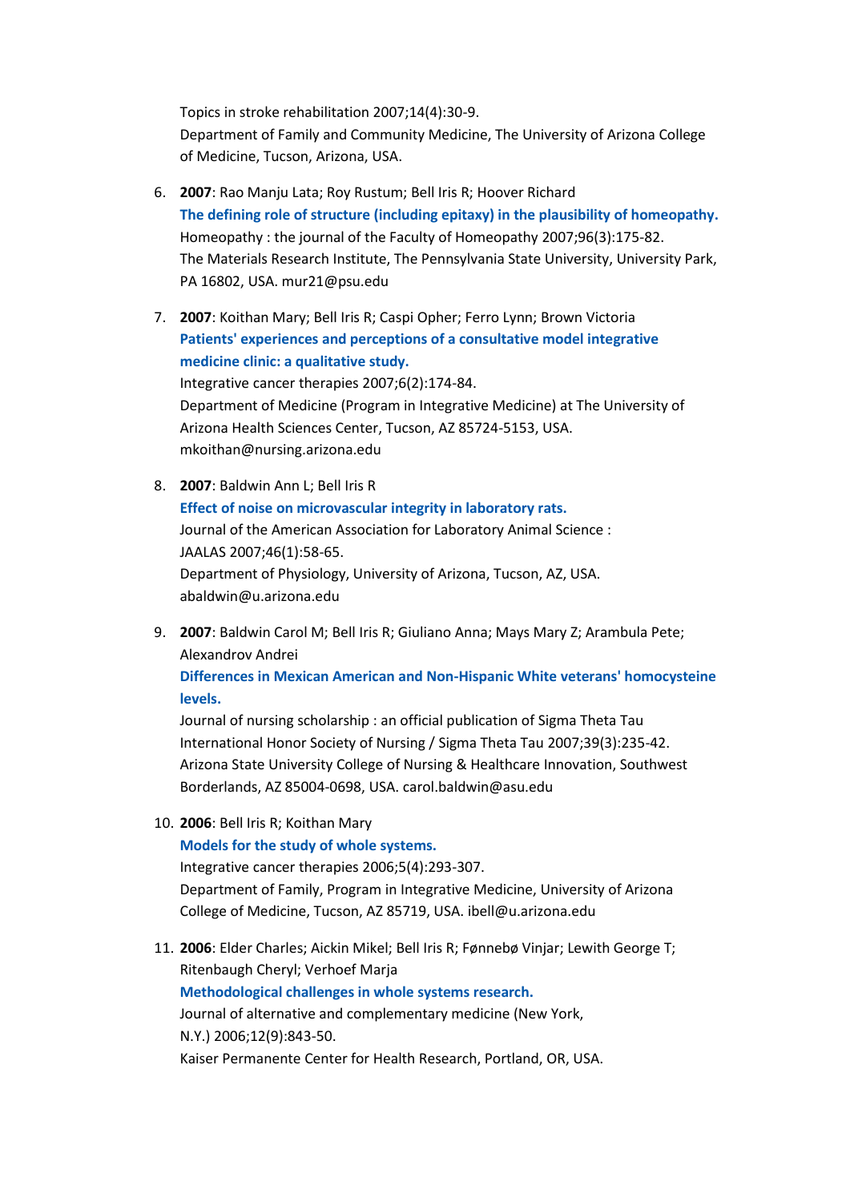Topics in stroke rehabilitation 2007;14(4):30-9.
Department of Family and Community Medicine, The University of Arizona College of Medicine, Tucson, Arizona, USA.

6. **2007**: Rao Manju Lata; Roy Rustum; Bell Iris R; Hoover Richard
   **The defining role of structure (including epitaxy) in the plausibility of homeopathy.**
   Homeopathy : the journal of the Faculty of Homeopathy 2007;96(3):175-82.
   The Materials Research Institute, The Pennsylvania State University, University Park, PA 16802, USA. mur21@psu.edu

7. **2007**: Koithan Mary; Bell Iris R; Caspi Opher; Ferro Lynn; Brown Victoria
   **Patients' experiences and perceptions of a consultative model integrative medicine clinic: a qualitative study.**
   Integrative cancer therapies 2007;6(2):174-84.
   Department of Medicine (Program in Integrative Medicine) at The University of Arizona Health Sciences Center, Tucson, AZ 85724-5153, USA. mkoithan@nursing.arizona.edu

8. **2007**: Baldwin Ann L; Bell Iris R
   **Effect of noise on microvascular integrity in laboratory rats.**
   Journal of the American Association for Laboratory Animal Science : JAALAS 2007;46(1):58-65.
   Department of Physiology, University of Arizona, Tucson, AZ, USA. abaldwin@u.arizona.edu

9. **2007**: Baldwin Carol M; Bell Iris R; Giuliano Anna; Mays Mary Z; Arambula Pete; Alexandrov Andrei
   **Differences in Mexican American and Non-Hispanic White veterans' homocysteine levels.**
   Journal of nursing scholarship : an official publication of Sigma Theta Tau International Honor Society of Nursing / Sigma Theta Tau 2007;39(3):235-42.
   Arizona State University College of Nursing & Healthcare Innovation, Southwest Borderlands, AZ 85004-0698, USA. carol.baldwin@asu.edu

10. **2006**: Bell Iris R; Koithan Mary
    **Models for the study of whole systems.**
    Integrative cancer therapies 2006;5(4):293-307.
    Department of Family, Program in Integrative Medicine, University of Arizona College of Medicine, Tucson, AZ 85719, USA. ibell@u.arizona.edu

11. **2006**: Elder Charles; Aickin Mikel; Bell Iris R; Fønnebø Vinjar; Lewith George T; Ritenbaugh Cheryl; Verhoef Marja
    **Methodological challenges in whole systems research.**
    Journal of alternative and complementary medicine (New York, N.Y.) 2006;12(9):843-50.
    Kaiser Permanente Center for Health Research, Portland, OR, USA.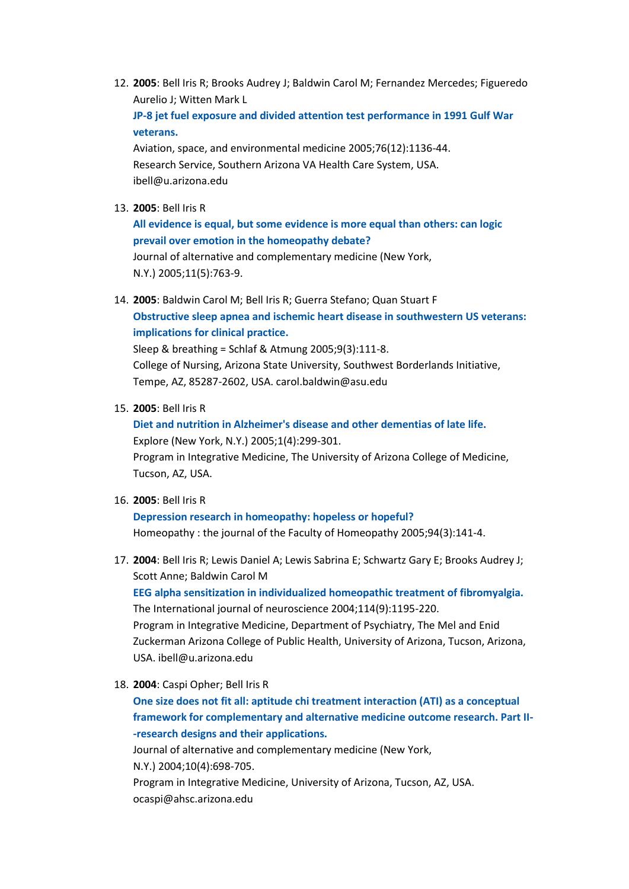12. **2005**: Bell Iris R; Brooks Audrey J; Baldwin Carol M; Fernandez Mercedes; Figueredo Aurelio J; Witten Mark L
    **JP-8 jet fuel exposure and divided attention test performance in 1991 Gulf War veterans.**
    Aviation, space, and environmental medicine 2005;76(12):1136-44.
    Research Service, Southern Arizona VA Health Care System, USA.
    ibell@u.arizona.edu

13. **2005**: Bell Iris R
    **All evidence is equal, but some evidence is more equal than others: can logic prevail over emotion in the homeopathy debate?**
    Journal of alternative and complementary medicine (New York, N.Y.) 2005;11(5):763-9.

14. **2005**: Baldwin Carol M; Bell Iris R; Guerra Stefano; Quan Stuart F
    **Obstructive sleep apnea and ischemic heart disease in southwestern US veterans: implications for clinical practice.**
    Sleep & breathing = Schlaf & Atmung 2005;9(3):111-8.
    College of Nursing, Arizona State University, Southwest Borderlands Initiative, Tempe, AZ, 85287-2602, USA. carol.baldwin@asu.edu

15. **2005**: Bell Iris R
    **Diet and nutrition in Alzheimer's disease and other dementias of late life.**
    Explore (New York, N.Y.) 2005;1(4):299-301.
    Program in Integrative Medicine, The University of Arizona College of Medicine, Tucson, AZ, USA.

16. **2005**: Bell Iris R
    **Depression research in homeopathy: hopeless or hopeful?**
    Homeopathy : the journal of the Faculty of Homeopathy 2005;94(3):141-4.

17. **2004**: Bell Iris R; Lewis Daniel A; Lewis Sabrina E; Schwartz Gary E; Brooks Audrey J; Scott Anne; Baldwin Carol M
    **EEG alpha sensitization in individualized homeopathic treatment of fibromyalgia.**
    The International journal of neuroscience 2004;114(9):1195-220.
    Program in Integrative Medicine, Department of Psychiatry, The Mel and Enid Zuckerman Arizona College of Public Health, University of Arizona, Tucson, Arizona, USA. ibell@u.arizona.edu

18. **2004**: Caspi Opher; Bell Iris R
    **One size does not fit all: aptitude chi treatment interaction (ATI) as a conceptual framework for complementary and alternative medicine outcome research. Part II--research designs and their applications.**
    Journal of alternative and complementary medicine (New York, N.Y.) 2004;10(4):698-705.
    Program in Integrative Medicine, University of Arizona, Tucson, AZ, USA.
    ocaspi@ahsc.arizona.edu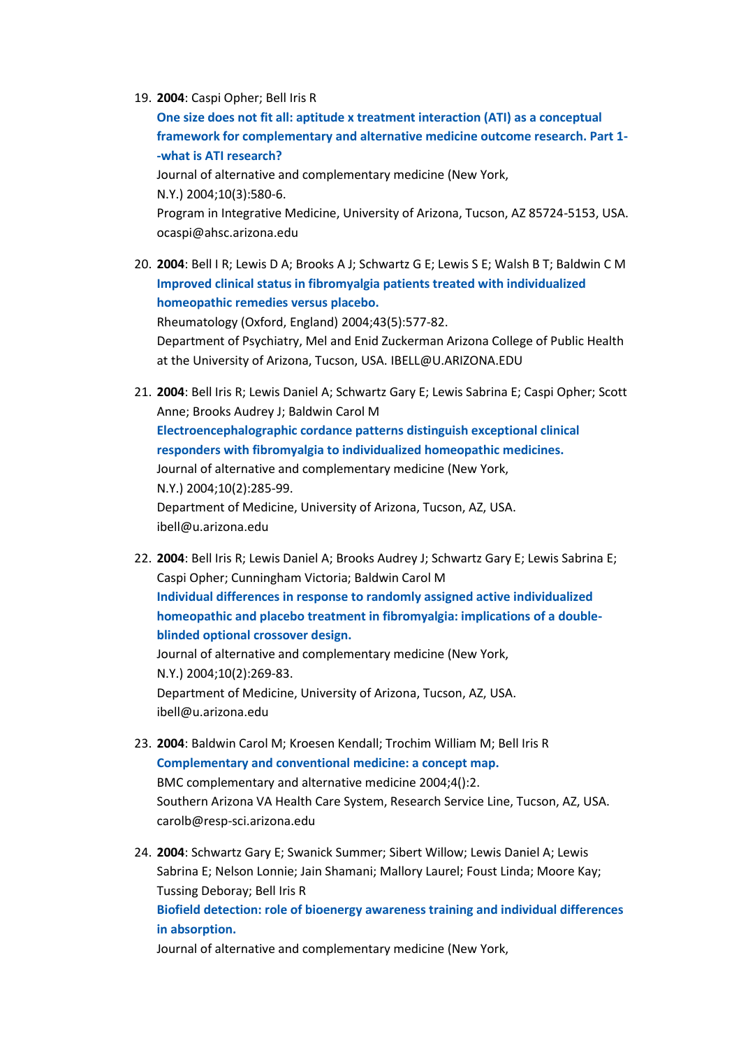19. **2004**: Caspi Opher; Bell Iris R
    **One size does not fit all: aptitude x treatment interaction (ATI) as a conceptual framework for complementary and alternative medicine outcome research. Part 1--what is ATI research?**
    Journal of alternative and complementary medicine (New York, N.Y.) 2004;10(3):580-6.
    Program in Integrative Medicine, University of Arizona, Tucson, AZ 85724-5153, USA. ocaspi@ahsc.arizona.edu

20. **2004**: Bell I R; Lewis D A; Brooks A J; Schwartz G E; Lewis S E; Walsh B T; Baldwin C M
    **Improved clinical status in fibromyalgia patients treated with individualized homeopathic remedies versus placebo.**
    Rheumatology (Oxford, England) 2004;43(5):577-82.
    Department of Psychiatry, Mel and Enid Zuckerman Arizona College of Public Health at the University of Arizona, Tucson, USA. IBELL@U.ARIZONA.EDU

21. **2004**: Bell Iris R; Lewis Daniel A; Schwartz Gary E; Lewis Sabrina E; Caspi Opher; Scott Anne; Brooks Audrey J; Baldwin Carol M
    **Electroencephalographic cordance patterns distinguish exceptional clinical responders with fibromyalgia to individualized homeopathic medicines.**
    Journal of alternative and complementary medicine (New York, N.Y.) 2004;10(2):285-99.
    Department of Medicine, University of Arizona, Tucson, AZ, USA. ibell@u.arizona.edu

22. **2004**: Bell Iris R; Lewis Daniel A; Brooks Audrey J; Schwartz Gary E; Lewis Sabrina E; Caspi Opher; Cunningham Victoria; Baldwin Carol M
    **Individual differences in response to randomly assigned active individualized homeopathic and placebo treatment in fibromyalgia: implications of a double-blinded optional crossover design.**
    Journal of alternative and complementary medicine (New York, N.Y.) 2004;10(2):269-83.
    Department of Medicine, University of Arizona, Tucson, AZ, USA. ibell@u.arizona.edu

23. **2004**: Baldwin Carol M; Kroesen Kendall; Trochim William M; Bell Iris R
    **Complementary and conventional medicine: a concept map.**
    BMC complementary and alternative medicine 2004;4():2.
    Southern Arizona VA Health Care System, Research Service Line, Tucson, AZ, USA. carolb@resp-sci.arizona.edu

24. **2004**: Schwartz Gary E; Swanick Summer; Sibert Willow; Lewis Daniel A; Lewis Sabrina E; Nelson Lonnie; Jain Shamani; Mallory Laurel; Foust Linda; Moore Kay; Tussing Deboray; Bell Iris R
    **Biofield detection: role of bioenergy awareness training and individual differences in absorption.**
    Journal of alternative and complementary medicine (New York,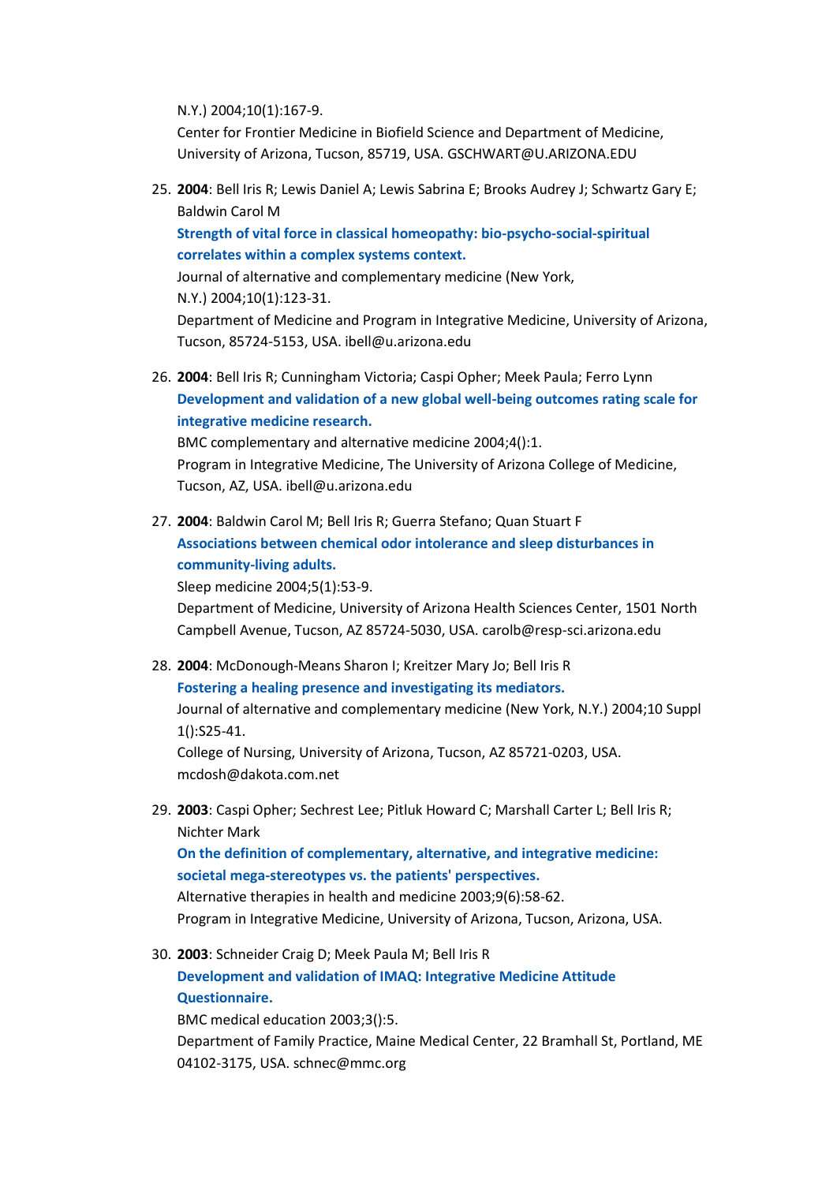N.Y.) 2004;10(1):167-9.
Center for Frontier Medicine in Biofield Science and Department of Medicine, University of Arizona, Tucson, 85719, USA. GSCHWART@U.ARIZONA.EDU

25. **2004**: Bell Iris R; Lewis Daniel A; Lewis Sabrina E; Brooks Audrey J; Schwartz Gary E; Baldwin Carol M
    **Strength of vital force in classical homeopathy: bio-psycho-social-spiritual correlates within a complex systems context.**
    Journal of alternative and complementary medicine (New York, N.Y.) 2004;10(1):123-31.
    Department of Medicine and Program in Integrative Medicine, University of Arizona, Tucson, 85724-5153, USA. ibell@u.arizona.edu

26. **2004**: Bell Iris R; Cunningham Victoria; Caspi Opher; Meek Paula; Ferro Lynn
    **Development and validation of a new global well-being outcomes rating scale for integrative medicine research.**
    BMC complementary and alternative medicine 2004;4():1.
    Program in Integrative Medicine, The University of Arizona College of Medicine, Tucson, AZ, USA. ibell@u.arizona.edu

27. **2004**: Baldwin Carol M; Bell Iris R; Guerra Stefano; Quan Stuart F
    **Associations between chemical odor intolerance and sleep disturbances in community-living adults.**
    Sleep medicine 2004;5(1):53-9.
    Department of Medicine, University of Arizona Health Sciences Center, 1501 North Campbell Avenue, Tucson, AZ 85724-5030, USA. carolb@resp-sci.arizona.edu

28. **2004**: McDonough-Means Sharon I; Kreitzer Mary Jo; Bell Iris R
    **Fostering a healing presence and investigating its mediators.**
    Journal of alternative and complementary medicine (New York, N.Y.) 2004;10 Suppl 1():S25-41.
    College of Nursing, University of Arizona, Tucson, AZ 85721-0203, USA. mcdosh@dakota.com.net

29. **2003**: Caspi Opher; Sechrest Lee; Pitluk Howard C; Marshall Carter L; Bell Iris R; Nichter Mark
    **On the definition of complementary, alternative, and integrative medicine: societal mega-stereotypes vs. the patients' perspectives.**
    Alternative therapies in health and medicine 2003;9(6):58-62.
    Program in Integrative Medicine, University of Arizona, Tucson, Arizona, USA.

30. **2003**: Schneider Craig D; Meek Paula M; Bell Iris R
    **Development and validation of IMAQ: Integrative Medicine Attitude Questionnaire.**
    BMC medical education 2003;3():5.
    Department of Family Practice, Maine Medical Center, 22 Bramhall St, Portland, ME 04102-3175, USA. schnec@mmc.org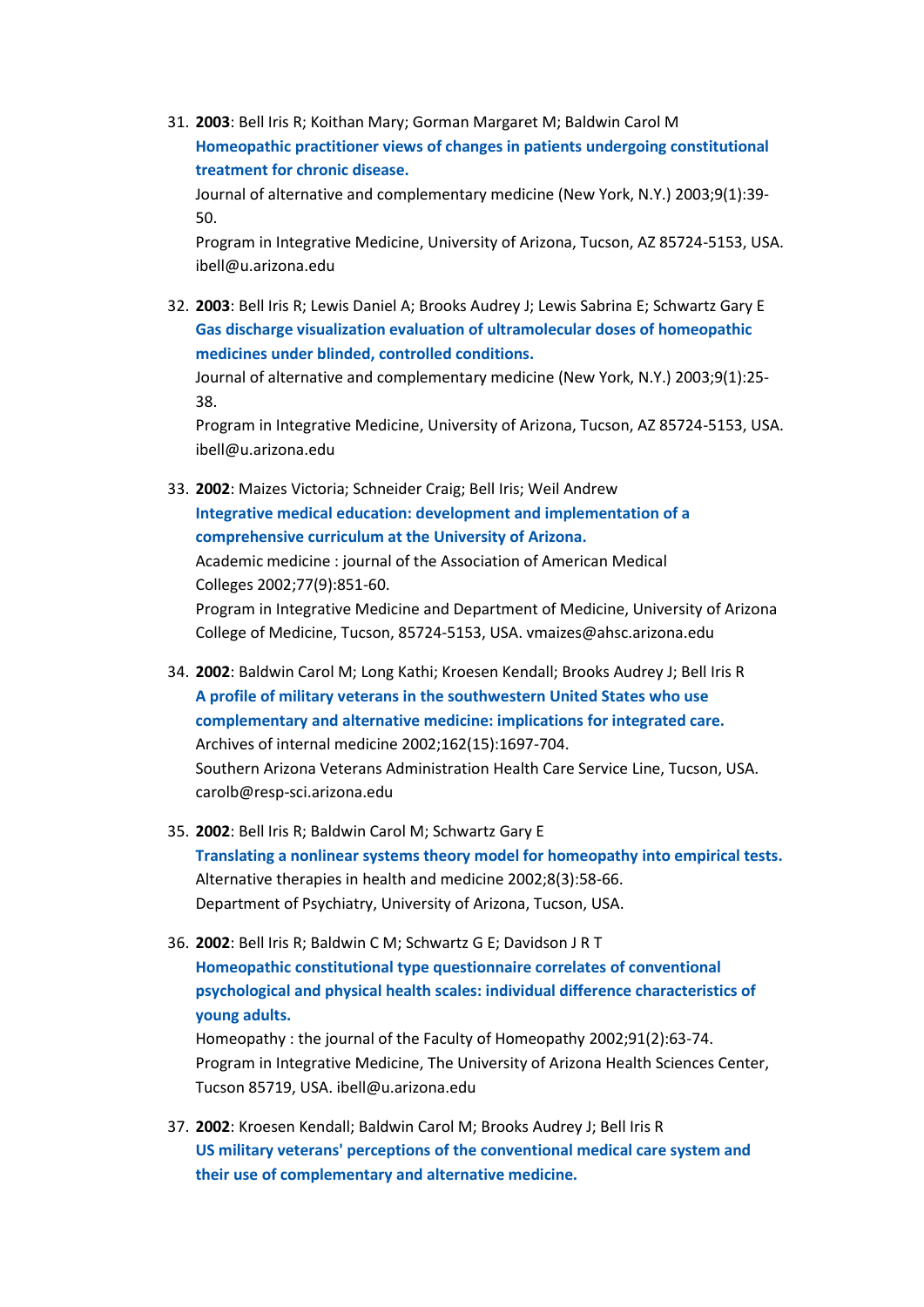31. **2003**: Bell Iris R; Koithan Mary; Gorman Margaret M; Baldwin Carol M
**Homeopathic practitioner views of changes in patients undergoing constitutional treatment for chronic disease.**
Journal of alternative and complementary medicine (New York, N.Y.) 2003;9(1):39-50.
Program in Integrative Medicine, University of Arizona, Tucson, AZ 85724-5153, USA. ibell@u.arizona.edu

32. **2003**: Bell Iris R; Lewis Daniel A; Brooks Audrey J; Lewis Sabrina E; Schwartz Gary E
**Gas discharge visualization evaluation of ultramolecular doses of homeopathic medicines under blinded, controlled conditions.**
Journal of alternative and complementary medicine (New York, N.Y.) 2003;9(1):25-38.
Program in Integrative Medicine, University of Arizona, Tucson, AZ 85724-5153, USA. ibell@u.arizona.edu

33. **2002**: Maizes Victoria; Schneider Craig; Bell Iris; Weil Andrew
**Integrative medical education: development and implementation of a comprehensive curriculum at the University of Arizona.**
Academic medicine : journal of the Association of American Medical Colleges 2002;77(9):851-60.
Program in Integrative Medicine and Department of Medicine, University of Arizona College of Medicine, Tucson, 85724-5153, USA. vmaizes@ahsc.arizona.edu

34. **2002**: Baldwin Carol M; Long Kathi; Kroesen Kendall; Brooks Audrey J; Bell Iris R
**A profile of military veterans in the southwestern United States who use complementary and alternative medicine: implications for integrated care.**
Archives of internal medicine 2002;162(15):1697-704.
Southern Arizona Veterans Administration Health Care Service Line, Tucson, USA. carolb@resp-sci.arizona.edu

35. **2002**: Bell Iris R; Baldwin Carol M; Schwartz Gary E
**Translating a nonlinear systems theory model for homeopathy into empirical tests.**
Alternative therapies in health and medicine 2002;8(3):58-66.
Department of Psychiatry, University of Arizona, Tucson, USA.

36. **2002**: Bell Iris R; Baldwin C M; Schwartz G E; Davidson J R T
**Homeopathic constitutional type questionnaire correlates of conventional psychological and physical health scales: individual difference characteristics of young adults.**
Homeopathy : the journal of the Faculty of Homeopathy 2002;91(2):63-74.
Program in Integrative Medicine, The University of Arizona Health Sciences Center, Tucson 85719, USA. ibell@u.arizona.edu

37. **2002**: Kroesen Kendall; Baldwin Carol M; Brooks Audrey J; Bell Iris R
**US military veterans' perceptions of the conventional medical care system and their use of complementary and alternative medicine.**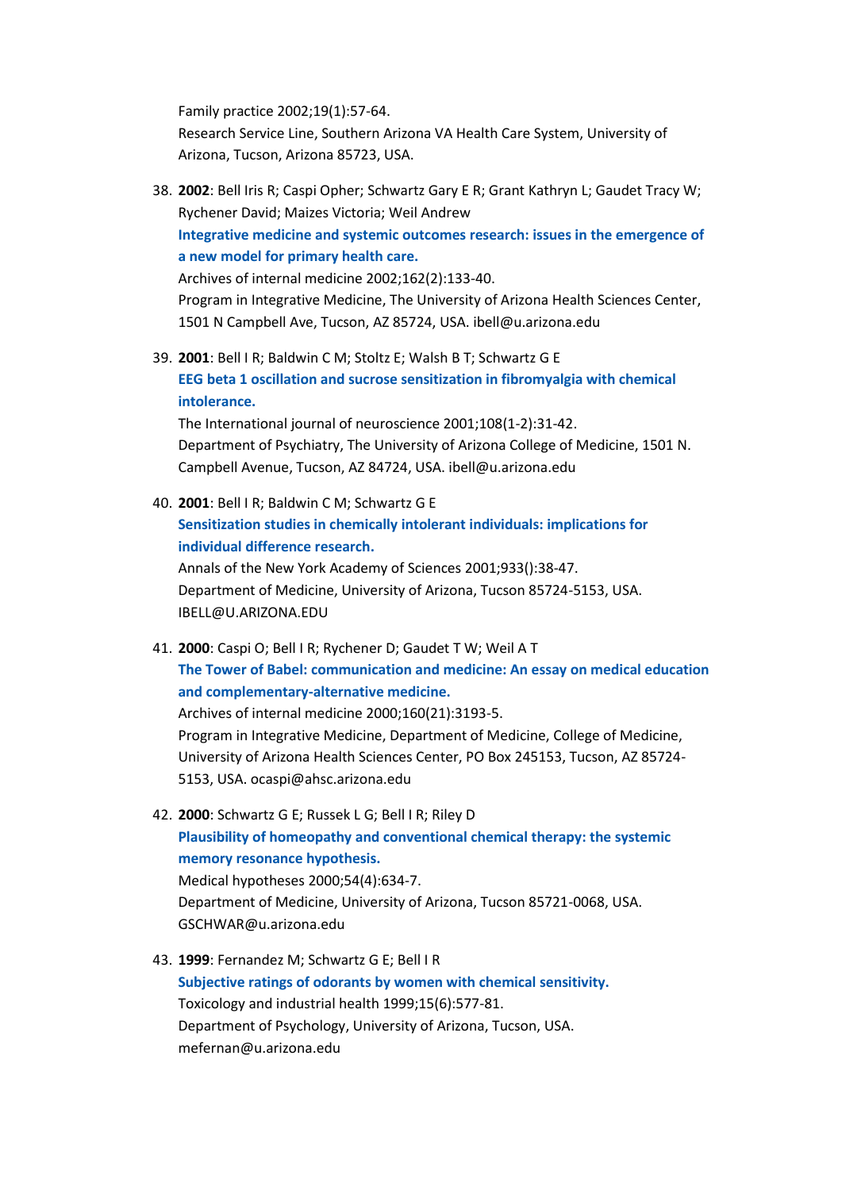Family practice 2002;19(1):57-64.
Research Service Line, Southern Arizona VA Health Care System, University of Arizona, Tucson, Arizona 85723, USA.

38. **2002**: Bell Iris R; Caspi Opher; Schwartz Gary E R; Grant Kathryn L; Gaudet Tracy W; Rychener David; Maizes Victoria; Weil Andrew
**Integrative medicine and systemic outcomes research: issues in the emergence of a new model for primary health care.**
Archives of internal medicine 2002;162(2):133-40.
Program in Integrative Medicine, The University of Arizona Health Sciences Center, 1501 N Campbell Ave, Tucson, AZ 85724, USA. ibell@u.arizona.edu

39. **2001**: Bell I R; Baldwin C M; Stoltz E; Walsh B T; Schwartz G E
**EEG beta 1 oscillation and sucrose sensitization in fibromyalgia with chemical intolerance.**
The International journal of neuroscience 2001;108(1-2):31-42.
Department of Psychiatry, The University of Arizona College of Medicine, 1501 N. Campbell Avenue, Tucson, AZ 84724, USA. ibell@u.arizona.edu

40. **2001**: Bell I R; Baldwin C M; Schwartz G E
**Sensitization studies in chemically intolerant individuals: implications for individual difference research.**
Annals of the New York Academy of Sciences 2001;933():38-47.
Department of Medicine, University of Arizona, Tucson 85724-5153, USA. IBELL@U.ARIZONA.EDU

41. **2000**: Caspi O; Bell I R; Rychener D; Gaudet T W; Weil A T
**The Tower of Babel: communication and medicine: An essay on medical education and complementary-alternative medicine.**
Archives of internal medicine 2000;160(21):3193-5.
Program in Integrative Medicine, Department of Medicine, College of Medicine, University of Arizona Health Sciences Center, PO Box 245153, Tucson, AZ 85724-5153, USA. ocaspi@ahsc.arizona.edu

42. **2000**: Schwartz G E; Russek L G; Bell I R; Riley D
**Plausibility of homeopathy and conventional chemical therapy: the systemic memory resonance hypothesis.**
Medical hypotheses 2000;54(4):634-7.
Department of Medicine, University of Arizona, Tucson 85721-0068, USA. GSCHWAR@u.arizona.edu

43. **1999**: Fernandez M; Schwartz G E; Bell I R
**Subjective ratings of odorants by women with chemical sensitivity.**
Toxicology and industrial health 1999;15(6):577-81.
Department of Psychology, University of Arizona, Tucson, USA. mefernan@u.arizona.edu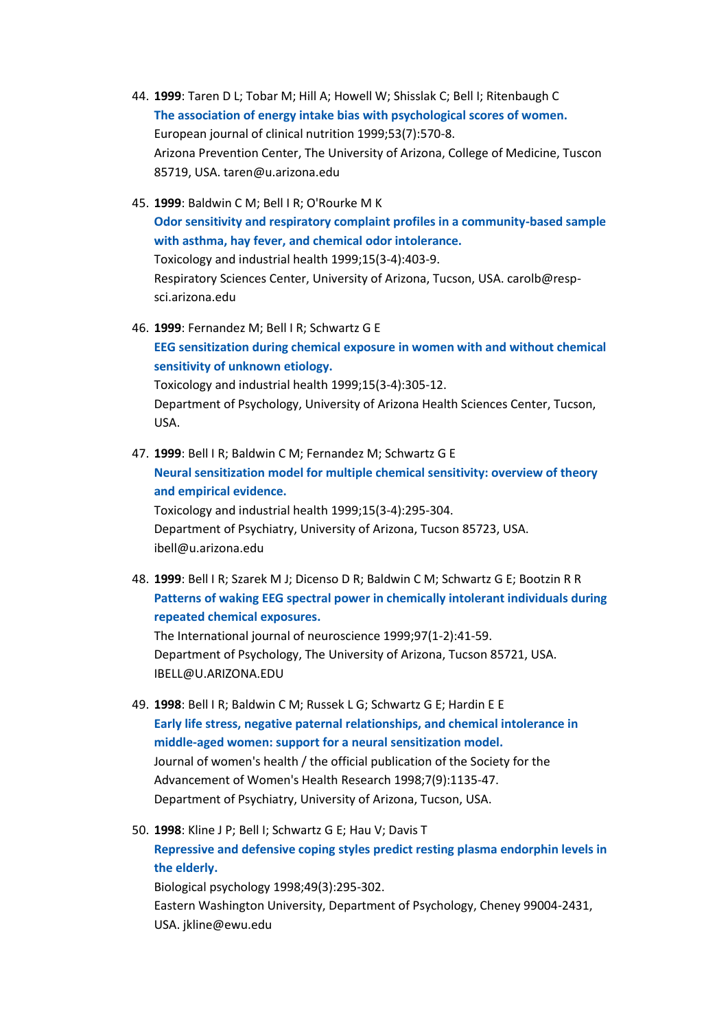44. **1999**: Taren D L; Tobar M; Hill A; Howell W; Shisslak C; Bell I; Ritenbaugh C
    **The association of energy intake bias with psychological scores of women.**
    European journal of clinical nutrition 1999;53(7):570-8.
    Arizona Prevention Center, The University of Arizona, College of Medicine, Tuscon 85719, USA. taren@u.arizona.edu

45. **1999**: Baldwin C M; Bell I R; O'Rourke M K
    **Odor sensitivity and respiratory complaint profiles in a community-based sample with asthma, hay fever, and chemical odor intolerance.**
    Toxicology and industrial health 1999;15(3-4):403-9.
    Respiratory Sciences Center, University of Arizona, Tucson, USA. carolb@resp-sci.arizona.edu

46. **1999**: Fernandez M; Bell I R; Schwartz G E
    **EEG sensitization during chemical exposure in women with and without chemical sensitivity of unknown etiology.**
    Toxicology and industrial health 1999;15(3-4):305-12.
    Department of Psychology, University of Arizona Health Sciences Center, Tucson, USA.

47. **1999**: Bell I R; Baldwin C M; Fernandez M; Schwartz G E
    **Neural sensitization model for multiple chemical sensitivity: overview of theory and empirical evidence.**
    Toxicology and industrial health 1999;15(3-4):295-304.
    Department of Psychiatry, University of Arizona, Tucson 85723, USA. ibell@u.arizona.edu

48. **1999**: Bell I R; Szarek M J; Dicenso D R; Baldwin C M; Schwartz G E; Bootzin R R
    **Patterns of waking EEG spectral power in chemically intolerant individuals during repeated chemical exposures.**
    The International journal of neuroscience 1999;97(1-2):41-59.
    Department of Psychology, The University of Arizona, Tucson 85721, USA. IBELL@U.ARIZONA.EDU

49. **1998**: Bell I R; Baldwin C M; Russek L G; Schwartz G E; Hardin E E
    **Early life stress, negative paternal relationships, and chemical intolerance in middle-aged women: support for a neural sensitization model.**
    Journal of women's health / the official publication of the Society for the Advancement of Women's Health Research 1998;7(9):1135-47.
    Department of Psychiatry, University of Arizona, Tucson, USA.

50. **1998**: Kline J P; Bell I; Schwartz G E; Hau V; Davis T
    **Repressive and defensive coping styles predict resting plasma endorphin levels in the elderly.**
    Biological psychology 1998;49(3):295-302.
    Eastern Washington University, Department of Psychology, Cheney 99004-2431, USA. jkline@ewu.edu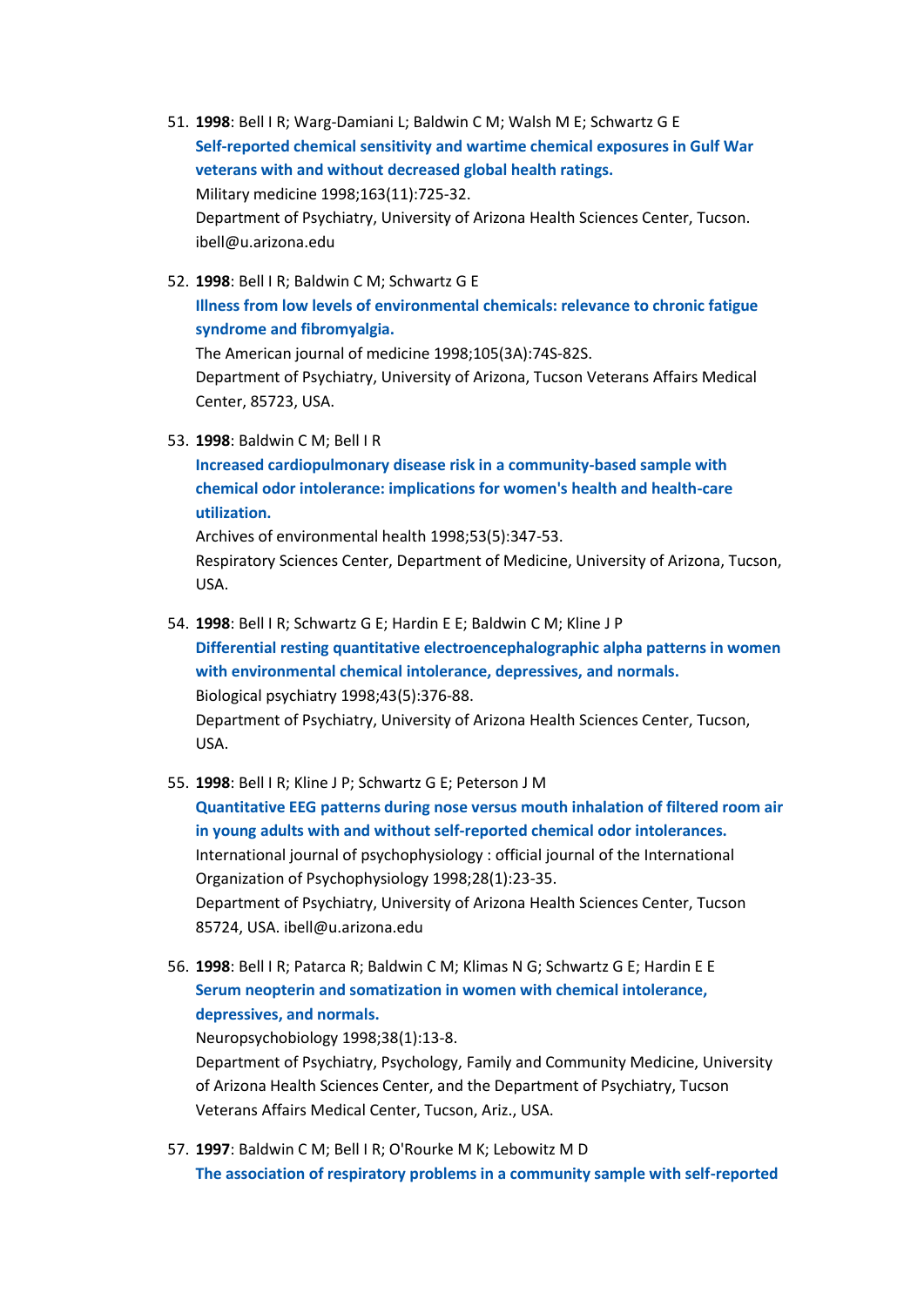51. **1998**: Bell I R; Warg-Damiani L; Baldwin C M; Walsh M E; Schwartz G E
    **Self-reported chemical sensitivity and wartime chemical exposures in Gulf War veterans with and without decreased global health ratings.**
    Military medicine 1998;163(11):725-32.
    Department of Psychiatry, University of Arizona Health Sciences Center, Tucson. ibell@u.arizona.edu

52. **1998**: Bell I R; Baldwin C M; Schwartz G E
    **Illness from low levels of environmental chemicals: relevance to chronic fatigue syndrome and fibromyalgia.**
    The American journal of medicine 1998;105(3A):74S-82S.
    Department of Psychiatry, University of Arizona, Tucson Veterans Affairs Medical Center, 85723, USA.

53. **1998**: Baldwin C M; Bell I R
    **Increased cardiopulmonary disease risk in a community-based sample with chemical odor intolerance: implications for women's health and health-care utilization.**
    Archives of environmental health 1998;53(5):347-53.
    Respiratory Sciences Center, Department of Medicine, University of Arizona, Tucson, USA.

54. **1998**: Bell I R; Schwartz G E; Hardin E E; Baldwin C M; Kline J P
    **Differential resting quantitative electroencephalographic alpha patterns in women with environmental chemical intolerance, depressives, and normals.**
    Biological psychiatry 1998;43(5):376-88.
    Department of Psychiatry, University of Arizona Health Sciences Center, Tucson, USA.

55. **1998**: Bell I R; Kline J P; Schwartz G E; Peterson J M
    **Quantitative EEG patterns during nose versus mouth inhalation of filtered room air in young adults with and without self-reported chemical odor intolerances.**
    International journal of psychophysiology : official journal of the International Organization of Psychophysiology 1998;28(1):23-35.
    Department of Psychiatry, University of Arizona Health Sciences Center, Tucson 85724, USA. ibell@u.arizona.edu

56. **1998**: Bell I R; Patarca R; Baldwin C M; Klimas N G; Schwartz G E; Hardin E E
    **Serum neopterin and somatization in women with chemical intolerance, depressives, and normals.**
    Neuropsychobiology 1998;38(1):13-8.
    Department of Psychiatry, Psychology, Family and Community Medicine, University of Arizona Health Sciences Center, and the Department of Psychiatry, Tucson Veterans Affairs Medical Center, Tucson, Ariz., USA.

57. **1997**: Baldwin C M; Bell I R; O'Rourke M K; Lebowitz M D
    **The association of respiratory problems in a community sample with self-reported**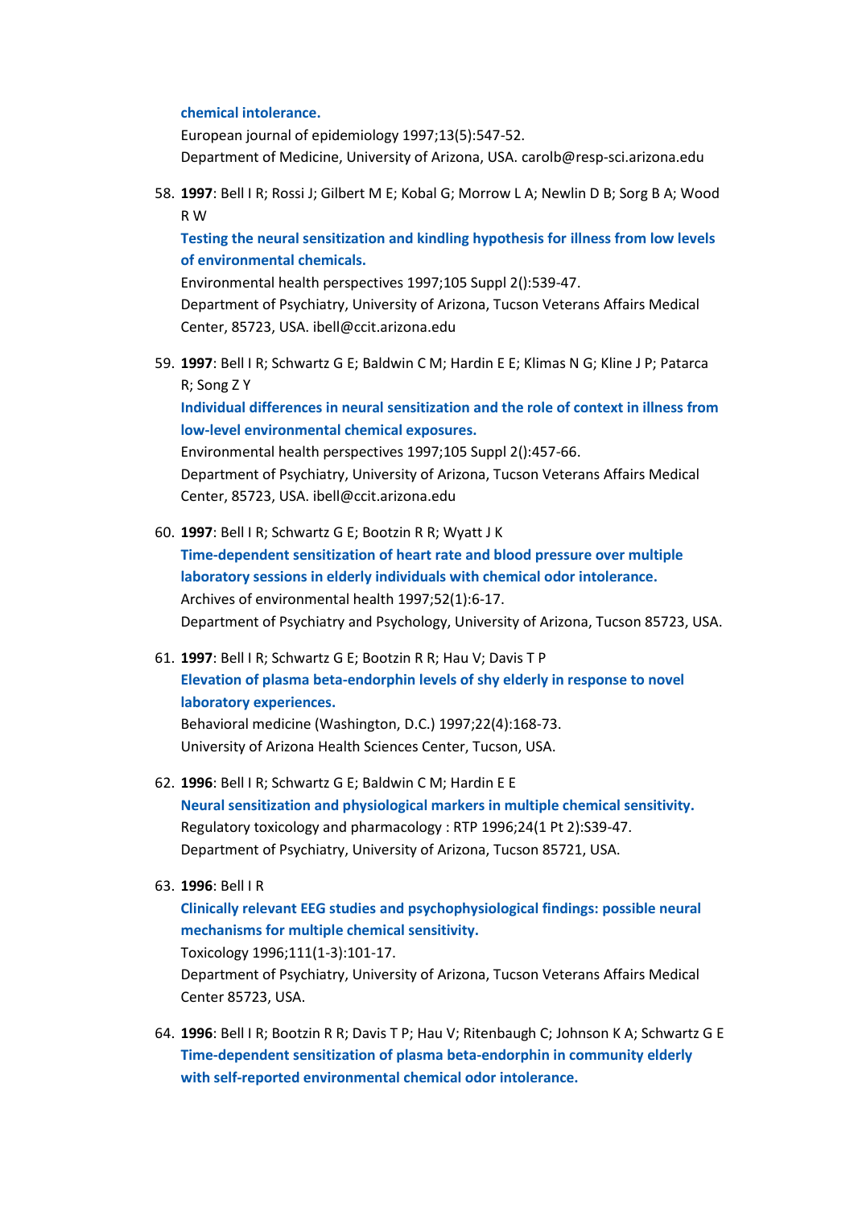**chemical intolerance.**
European journal of epidemiology 1997;13(5):547-52.
Department of Medicine, University of Arizona, USA. carolb@resp-sci.arizona.edu

58. **1997**: Bell I R; Rossi J; Gilbert M E; Kobal G; Morrow L A; Newlin D B; Sorg B A; Wood R W
    **Testing the neural sensitization and kindling hypothesis for illness from low levels of environmental chemicals.**
    Environmental health perspectives 1997;105 Suppl 2():539-47.
    Department of Psychiatry, University of Arizona, Tucson Veterans Affairs Medical Center, 85723, USA. ibell@ccit.arizona.edu

59. **1997**: Bell I R; Schwartz G E; Baldwin C M; Hardin E E; Klimas N G; Kline J P; Patarca R; Song Z Y
    **Individual differences in neural sensitization and the role of context in illness from low-level environmental chemical exposures.**
    Environmental health perspectives 1997;105 Suppl 2():457-66.
    Department of Psychiatry, University of Arizona, Tucson Veterans Affairs Medical Center, 85723, USA. ibell@ccit.arizona.edu

60. **1997**: Bell I R; Schwartz G E; Bootzin R R; Wyatt J K
    **Time-dependent sensitization of heart rate and blood pressure over multiple laboratory sessions in elderly individuals with chemical odor intolerance.**
    Archives of environmental health 1997;52(1):6-17.
    Department of Psychiatry and Psychology, University of Arizona, Tucson 85723, USA.

61. **1997**: Bell I R; Schwartz G E; Bootzin R R; Hau V; Davis T P
    **Elevation of plasma beta-endorphin levels of shy elderly in response to novel laboratory experiences.**
    Behavioral medicine (Washington, D.C.) 1997;22(4):168-73.
    University of Arizona Health Sciences Center, Tucson, USA.

62. **1996**: Bell I R; Schwartz G E; Baldwin C M; Hardin E E
    **Neural sensitization and physiological markers in multiple chemical sensitivity.**
    Regulatory toxicology and pharmacology : RTP 1996;24(1 Pt 2):S39-47.
    Department of Psychiatry, University of Arizona, Tucson 85721, USA.

63. **1996**: Bell I R
    **Clinically relevant EEG studies and psychophysiological findings: possible neural mechanisms for multiple chemical sensitivity.**
    Toxicology 1996;111(1-3):101-17.
    Department of Psychiatry, University of Arizona, Tucson Veterans Affairs Medical Center 85723, USA.

64. **1996**: Bell I R; Bootzin R R; Davis T P; Hau V; Ritenbaugh C; Johnson K A; Schwartz G E
    **Time-dependent sensitization of plasma beta-endorphin in community elderly with self-reported environmental chemical odor intolerance.**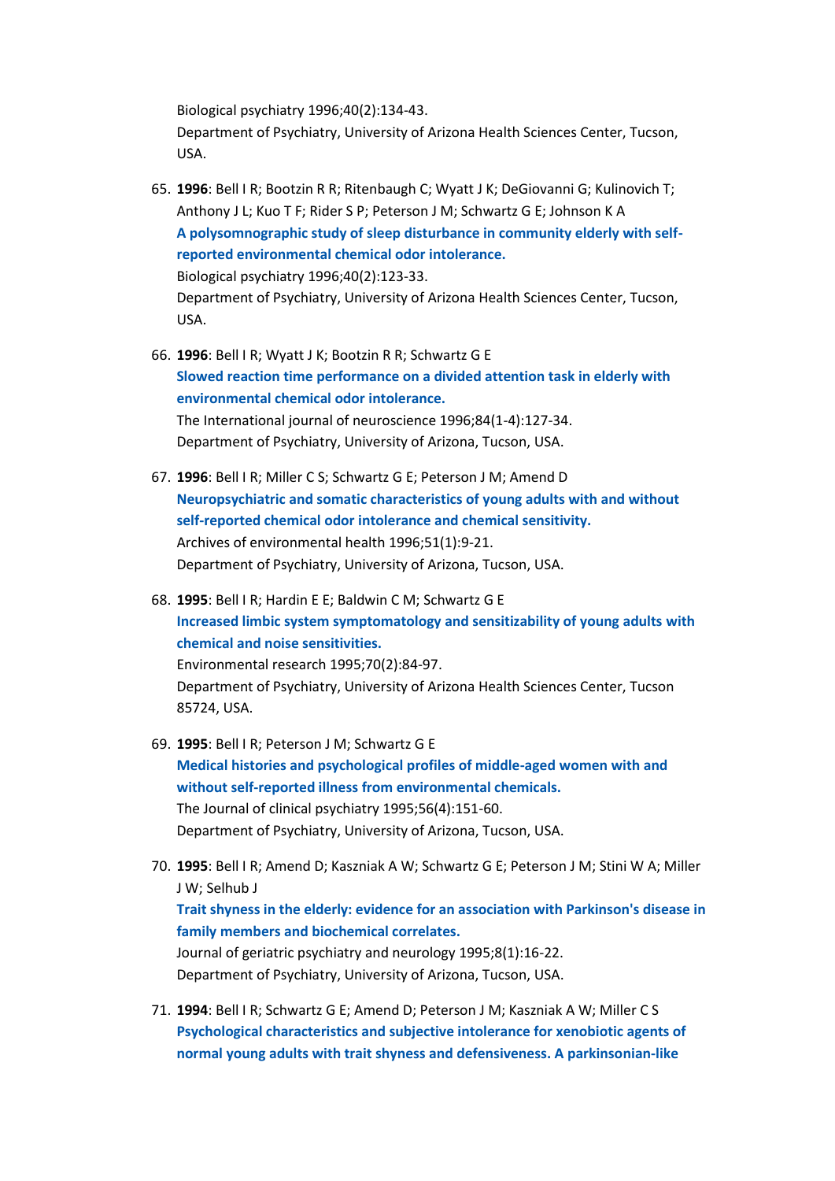Biological psychiatry 1996;40(2):134-43.
Department of Psychiatry, University of Arizona Health Sciences Center, Tucson, USA.

65. **1996**: Bell I R; Bootzin R R; Ritenbaugh C; Wyatt J K; DeGiovanni G; Kulinovich T; Anthony J L; Kuo T F; Rider S P; Peterson J M; Schwartz G E; Johnson K A
**A polysomnographic study of sleep disturbance in community elderly with self-reported environmental chemical odor intolerance.**
Biological psychiatry 1996;40(2):123-33.
Department of Psychiatry, University of Arizona Health Sciences Center, Tucson, USA.

66. **1996**: Bell I R; Wyatt J K; Bootzin R R; Schwartz G E
**Slowed reaction time performance on a divided attention task in elderly with environmental chemical odor intolerance.**
The International journal of neuroscience 1996;84(1-4):127-34.
Department of Psychiatry, University of Arizona, Tucson, USA.

67. **1996**: Bell I R; Miller C S; Schwartz G E; Peterson J M; Amend D
**Neuropsychiatric and somatic characteristics of young adults with and without self-reported chemical odor intolerance and chemical sensitivity.**
Archives of environmental health 1996;51(1):9-21.
Department of Psychiatry, University of Arizona, Tucson, USA.

68. **1995**: Bell I R; Hardin E E; Baldwin C M; Schwartz G E
**Increased limbic system symptomatology and sensitizability of young adults with chemical and noise sensitivities.**
Environmental research 1995;70(2):84-97.
Department of Psychiatry, University of Arizona Health Sciences Center, Tucson 85724, USA.

69. **1995**: Bell I R; Peterson J M; Schwartz G E
**Medical histories and psychological profiles of middle-aged women with and without self-reported illness from environmental chemicals.**
The Journal of clinical psychiatry 1995;56(4):151-60.
Department of Psychiatry, University of Arizona, Tucson, USA.

70. **1995**: Bell I R; Amend D; Kaszniak A W; Schwartz G E; Peterson J M; Stini W A; Miller J W; Selhub J
**Trait shyness in the elderly: evidence for an association with Parkinson's disease in family members and biochemical correlates.**
Journal of geriatric psychiatry and neurology 1995;8(1):16-22.
Department of Psychiatry, University of Arizona, Tucson, USA.

71. **1994**: Bell I R; Schwartz G E; Amend D; Peterson J M; Kaszniak A W; Miller C S
**Psychological characteristics and subjective intolerance for xenobiotic agents of normal young adults with trait shyness and defensiveness. A parkinsonian-like**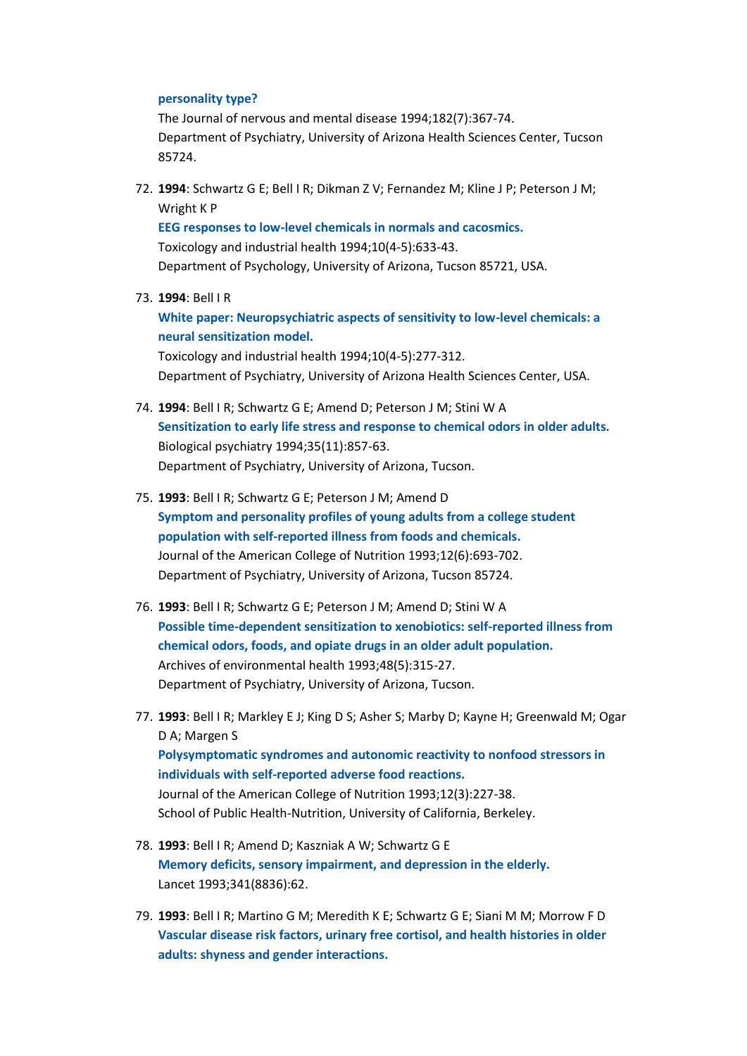**personality type?**
The Journal of nervous and mental disease 1994;182(7):367-74.
Department of Psychiatry, University of Arizona Health Sciences Center, Tucson 85724.

72. **1994**: Schwartz G E; Bell I R; Dikman Z V; Fernandez M; Kline J P; Peterson J M; Wright K P
**EEG responses to low-level chemicals in normals and cacosmics.**
Toxicology and industrial health 1994;10(4-5):633-43.
Department of Psychology, University of Arizona, Tucson 85721, USA.

73. **1994**: Bell I R
**White paper: Neuropsychiatric aspects of sensitivity to low-level chemicals: a neural sensitization model.**
Toxicology and industrial health 1994;10(4-5):277-312.
Department of Psychiatry, University of Arizona Health Sciences Center, USA.

74. **1994**: Bell I R; Schwartz G E; Amend D; Peterson J M; Stini W A
**Sensitization to early life stress and response to chemical odors in older adults.**
Biological psychiatry 1994;35(11):857-63.
Department of Psychiatry, University of Arizona, Tucson.

75. **1993**: Bell I R; Schwartz G E; Peterson J M; Amend D
**Symptom and personality profiles of young adults from a college student population with self-reported illness from foods and chemicals.**
Journal of the American College of Nutrition 1993;12(6):693-702.
Department of Psychiatry, University of Arizona, Tucson 85724.

76. **1993**: Bell I R; Schwartz G E; Peterson J M; Amend D; Stini W A
**Possible time-dependent sensitization to xenobiotics: self-reported illness from chemical odors, foods, and opiate drugs in an older adult population.**
Archives of environmental health 1993;48(5):315-27.
Department of Psychiatry, University of Arizona, Tucson.

77. **1993**: Bell I R; Markley E J; King D S; Asher S; Marby D; Kayne H; Greenwald M; Ogar D A; Margen S
**Polysymptomatic syndromes and autonomic reactivity to nonfood stressors in individuals with self-reported adverse food reactions.**
Journal of the American College of Nutrition 1993;12(3):227-38.
School of Public Health-Nutrition, University of California, Berkeley.

78. **1993**: Bell I R; Amend D; Kaszniak A W; Schwartz G E
**Memory deficits, sensory impairment, and depression in the elderly.**
Lancet 1993;341(8836):62.

79. **1993**: Bell I R; Martino G M; Meredith K E; Schwartz G E; Siani M M; Morrow F D
**Vascular disease risk factors, urinary free cortisol, and health histories in older adults: shyness and gender interactions.**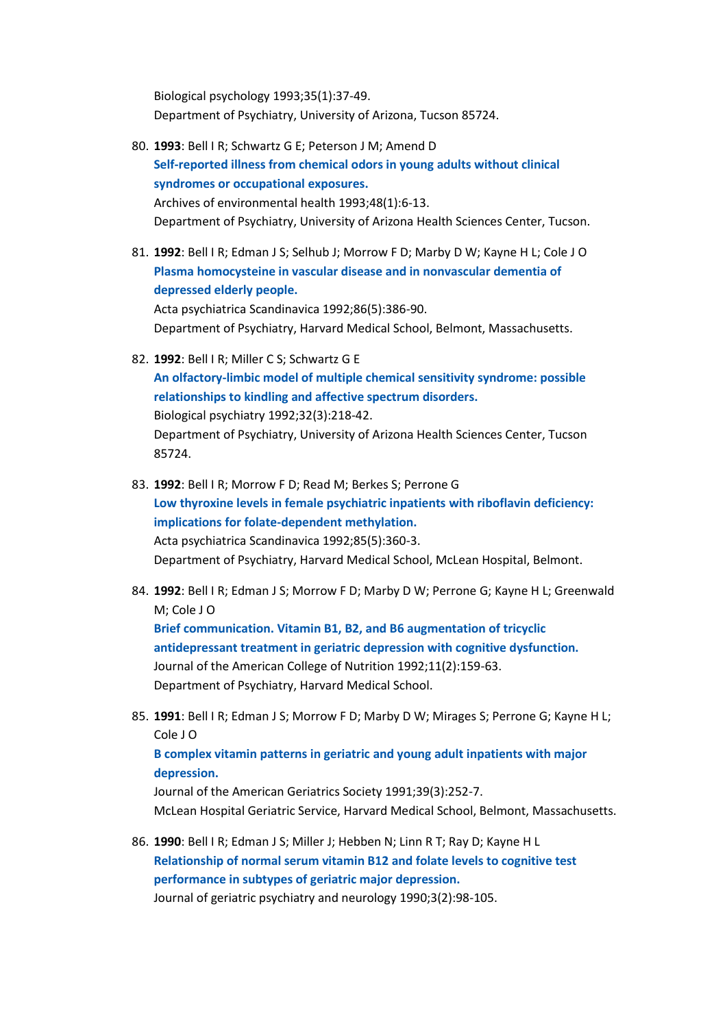Biological psychology 1993;35(1):37-49.
Department of Psychiatry, University of Arizona, Tucson 85724.

80. **1993**: Bell I R; Schwartz G E; Peterson J M; Amend D
    **Self-reported illness from chemical odors in young adults without clinical syndromes or occupational exposures.**
    Archives of environmental health 1993;48(1):6-13.
    Department of Psychiatry, University of Arizona Health Sciences Center, Tucson.

81. **1992**: Bell I R; Edman J S; Selhub J; Morrow F D; Marby D W; Kayne H L; Cole J O
    **Plasma homocysteine in vascular disease and in nonvascular dementia of depressed elderly people.**
    Acta psychiatrica Scandinavica 1992;86(5):386-90.
    Department of Psychiatry, Harvard Medical School, Belmont, Massachusetts.

82. **1992**: Bell I R; Miller C S; Schwartz G E
    **An olfactory-limbic model of multiple chemical sensitivity syndrome: possible relationships to kindling and affective spectrum disorders.**
    Biological psychiatry 1992;32(3):218-42.
    Department of Psychiatry, University of Arizona Health Sciences Center, Tucson 85724.

83. **1992**: Bell I R; Morrow F D; Read M; Berkes S; Perrone G
    **Low thyroxine levels in female psychiatric inpatients with riboflavin deficiency: implications for folate-dependent methylation.**
    Acta psychiatrica Scandinavica 1992;85(5):360-3.
    Department of Psychiatry, Harvard Medical School, McLean Hospital, Belmont.

84. **1992**: Bell I R; Edman J S; Morrow F D; Marby D W; Perrone G; Kayne H L; Greenwald M; Cole J O
    **Brief communication. Vitamin B1, B2, and B6 augmentation of tricyclic antidepressant treatment in geriatric depression with cognitive dysfunction.**
    Journal of the American College of Nutrition 1992;11(2):159-63.
    Department of Psychiatry, Harvard Medical School.

85. **1991**: Bell I R; Edman J S; Morrow F D; Marby D W; Mirages S; Perrone G; Kayne H L; Cole J O
    **B complex vitamin patterns in geriatric and young adult inpatients with major depression.**
    Journal of the American Geriatrics Society 1991;39(3):252-7.
    McLean Hospital Geriatric Service, Harvard Medical School, Belmont, Massachusetts.

86. **1990**: Bell I R; Edman J S; Miller J; Hebben N; Linn R T; Ray D; Kayne H L
    **Relationship of normal serum vitamin B12 and folate levels to cognitive test performance in subtypes of geriatric major depression.**
    Journal of geriatric psychiatry and neurology 1990;3(2):98-105.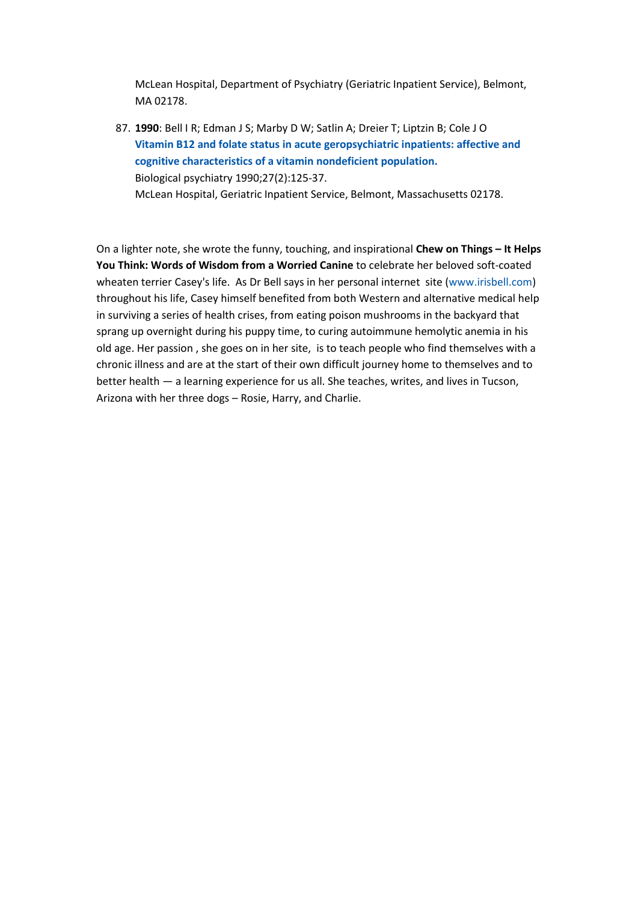McLean Hospital, Department of Psychiatry (Geriatric Inpatient Service), Belmont, MA 02178.

87. **1990**: Bell I R; Edman J S; Marby D W; Satlin A; Dreier T; Liptzin B; Cole J O
    **Vitamin B12 and folate status in acute geropsychiatric inpatients: affective and cognitive characteristics of a vitamin nondeficient population.**
    Biological psychiatry 1990;27(2):125-37.
    McLean Hospital, Geriatric Inpatient Service, Belmont, Massachusetts 02178.

On a lighter note, she wrote the funny, touching, and inspirational **Chew on Things – It Helps You Think: Words of Wisdom from a Worried Canine** to celebrate her beloved soft-coated wheaten terrier Casey's life. As Dr Bell says in her personal internet site (www.irisbell.com) throughout his life, Casey himself benefited from both Western and alternative medical help in surviving a series of health crises, from eating poison mushrooms in the backyard that sprang up overnight during his puppy time, to curing autoimmune hemolytic anemia in his old age. Her passion , she goes on in her site, is to teach people who find themselves with a chronic illness and are at the start of their own difficult journey home to themselves and to better health — a learning experience for us all. She teaches, writes, and lives in Tucson, Arizona with her three dogs – Rosie, Harry, and Charlie.